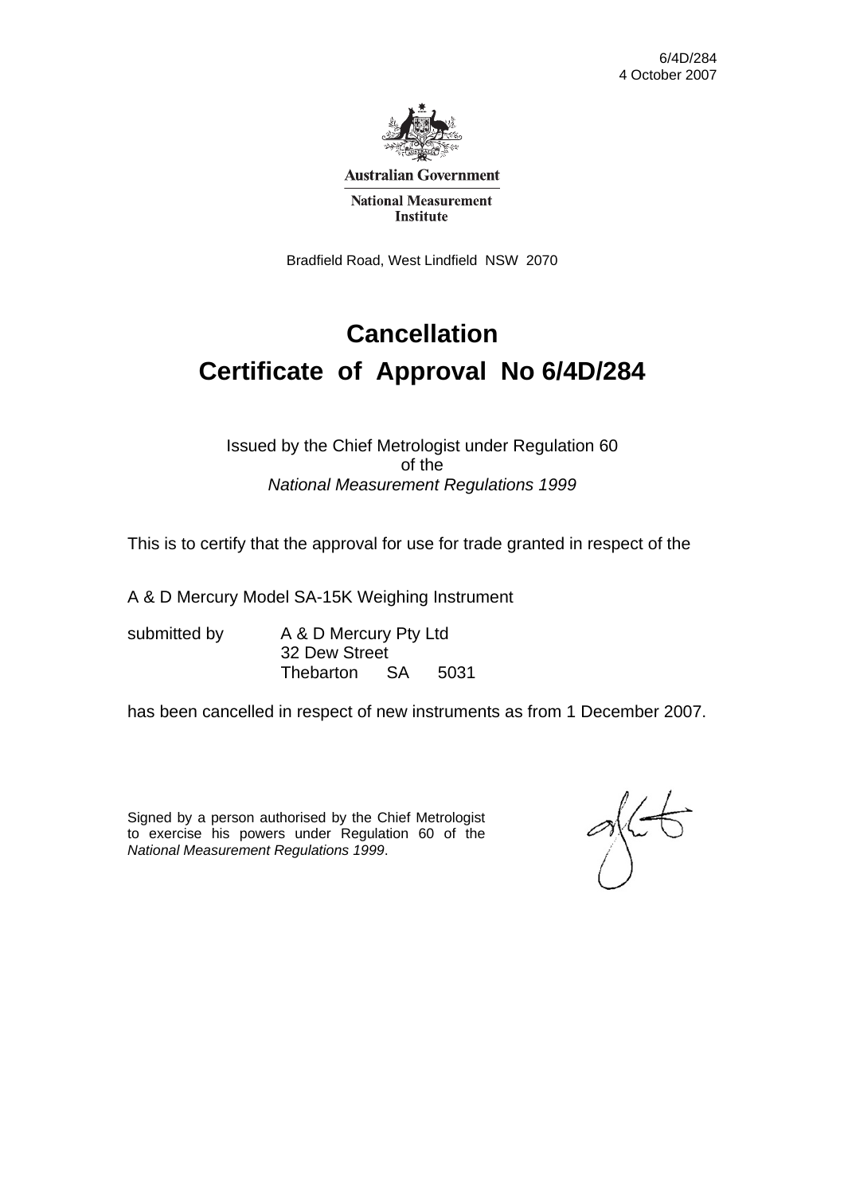6/4D/284
4 October 2007

Australian Government

National Measurement Institute

Bradfield Road, West Lindfield NSW 2070

# Cancellation

# Certificate of Approval No 6/4D/284

Issued by the Chief Metrologist under Regulation 60
of the
*National Measurement Regulations 1999*

This is to certify that the approval for use for trade granted in respect of the

A & D Mercury Model SA-15K Weighing Instrument

submitted by A & D Mercury Pty Ltd
32 Dew Street
Thebarton SA 5031

has been cancelled in respect of new instruments as from 1 December 2007.

Signed by a person authorised by the Chief Metrologist to exercise his powers under Regulation 60 of the *National Measurement Regulations 1999*.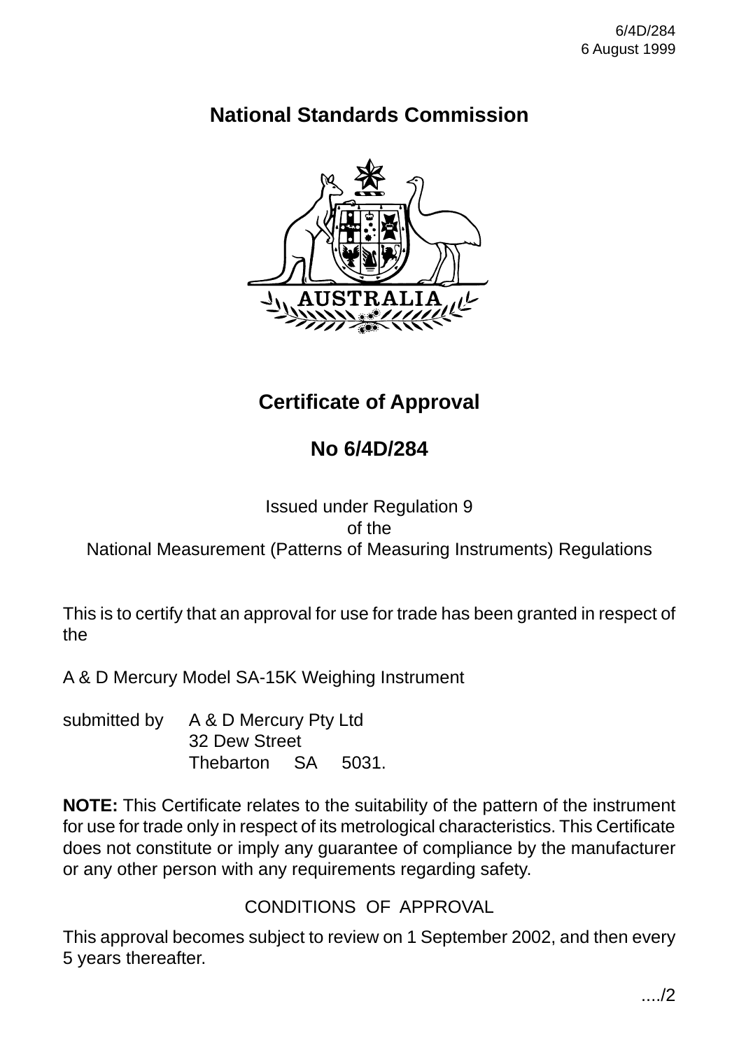6/4D/284
6 August 1999

# National Standards Commission

AUSTRALIA

## Certificate of Approval

## No 6/4D/284

Issued under Regulation 9
of the
National Measurement (Patterns of Measuring Instruments) Regulations

This is to certify that an approval for use for trade has been granted in respect of the

A & D Mercury Model SA-15K Weighing Instrument

submitted by A & D Mercury Pty Ltd
32 Dew Street
Thebarton SA 5031.

**NOTE:** This Certificate relates to the suitability of the pattern of the instrument for use for trade only in respect of its metrological characteristics. This Certificate does not constitute or imply any guarantee of compliance by the manufacturer or any other person with any requirements regarding safety.

CONDITIONS OF APPROVAL

This approval becomes subject to review on 1 September 2002, and then every 5 years thereafter.

..../2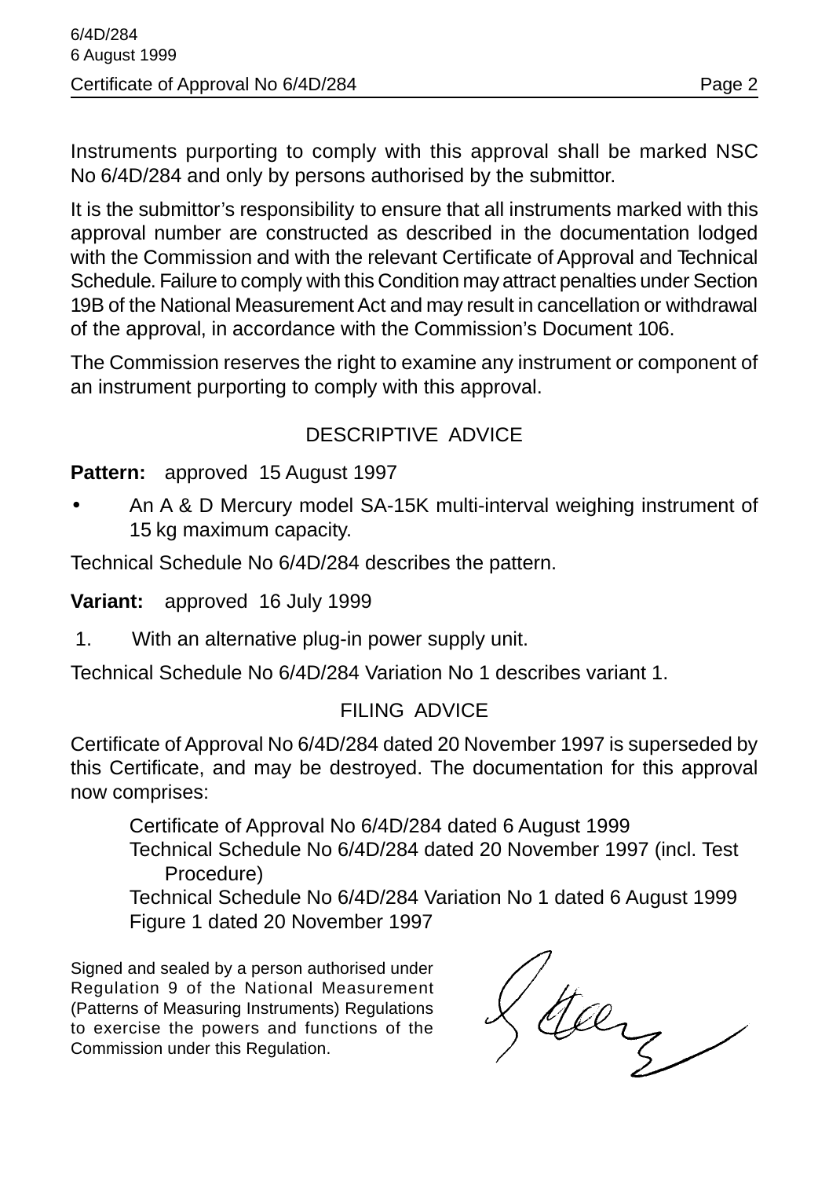Instruments purporting to comply with this approval shall be marked NSC No 6/4D/284 and only by persons authorised by the submittor.

It is the submittor's responsibility to ensure that all instruments marked with this approval number are constructed as described in the documentation lodged with the Commission and with the relevant Certificate of Approval and Technical Schedule. Failure to comply with this Condition may attract penalties under Section 19B of the National Measurement Act and may result in cancellation or withdrawal of the approval, in accordance with the Commission's Document 106.

The Commission reserves the right to examine any instrument or component of an instrument purporting to comply with this approval.

## DESCRIPTIVE ADVICE

**Pattern:** approved 15 August 1997

- An A & D Mercury model SA-15K multi-interval weighing instrument of 15 kg maximum capacity.

Technical Schedule No 6/4D/284 describes the pattern.

**Variant:** approved 16 July 1999

1. With an alternative plug-in power supply unit.

Technical Schedule No 6/4D/284 Variation No 1 describes variant 1.

## FILING ADVICE

Certificate of Approval No 6/4D/284 dated 20 November 1997 is superseded by this Certificate, and may be destroyed. The documentation for this approval now comprises:

Certificate of Approval No 6/4D/284 dated 6 August 1999
Technical Schedule No 6/4D/284 dated 20 November 1997 (incl. Test Procedure)
Technical Schedule No 6/4D/284 Variation No 1 dated 6 August 1999
Figure 1 dated 20 November 1997

Signed and sealed by a person authorised under Regulation 9 of the National Measurement (Patterns of Measuring Instruments) Regulations to exercise the powers and functions of the Commission under this Regulation.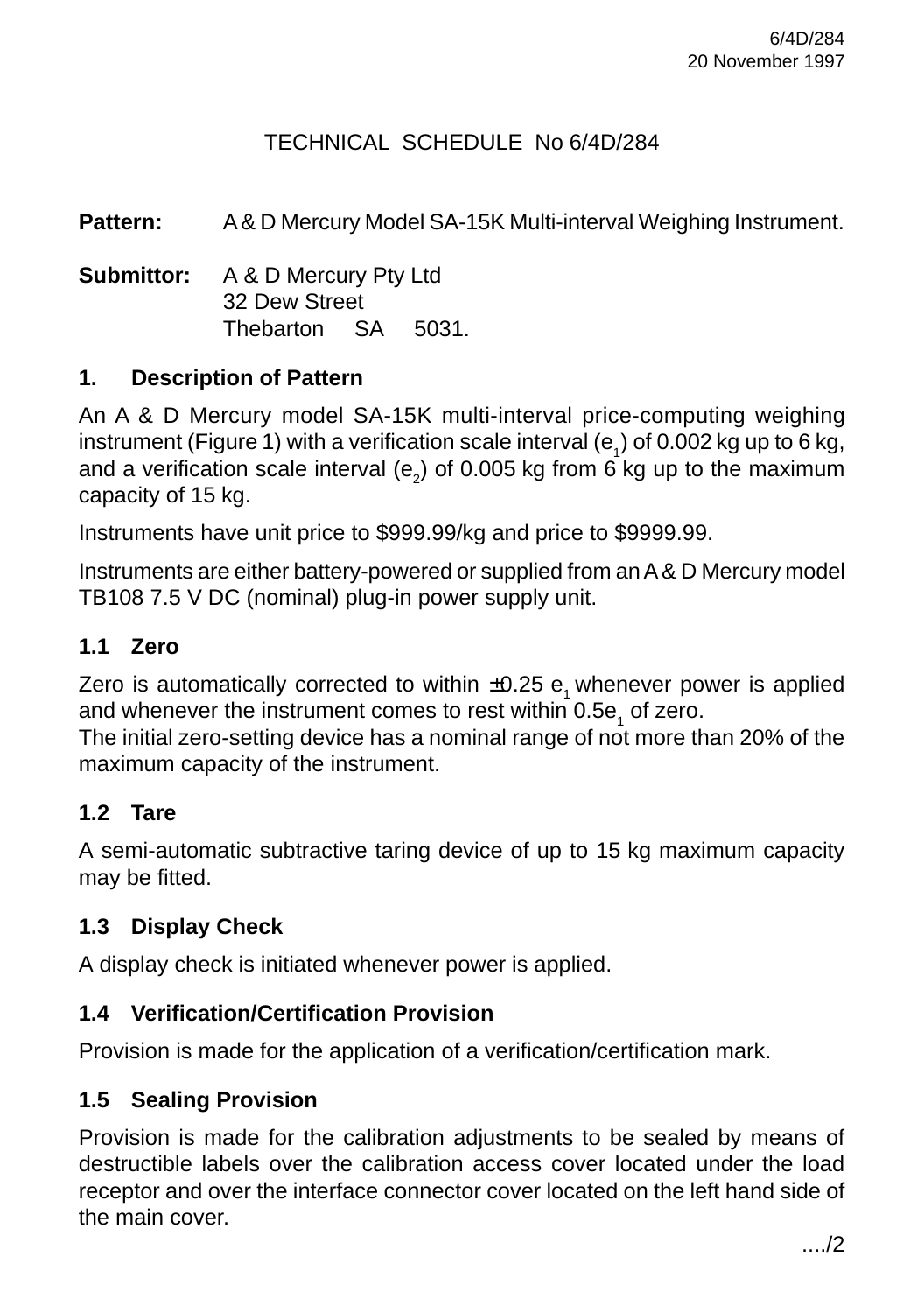6/4D/284
20 November 1997

# TECHNICAL SCHEDULE No 6/4D/284

**Pattern:** A & D Mercury Model SA-15K Multi-interval Weighing Instrument.

**Submittor:** A & D Mercury Pty Ltd
32 Dew Street
Thebarton SA 5031.

## 1. Description of Pattern

An A & D Mercury model SA-15K multi-interval price-computing weighing instrument (Figure 1) with a verification scale interval ($e_1$) of 0.002 kg up to 6 kg, and a verification scale interval ($e_2$) of 0.005 kg from 6 kg up to the maximum capacity of 15 kg.

Instruments have unit price to $999.99/kg and price to $9999.99.

Instruments are either battery-powered or supplied from an A & D Mercury model TB108 7.5 V DC (nominal) plug-in power supply unit.

### 1.1 Zero

Zero is automatically corrected to within ±0.25 $e_1$ whenever power is applied and whenever the instrument comes to rest within 0.5$e_1$ of zero.
The initial zero-setting device has a nominal range of not more than 20% of the maximum capacity of the instrument.

### 1.2 Tare

A semi-automatic subtractive taring device of up to 15 kg maximum capacity may be fitted.

### 1.3 Display Check

A display check is initiated whenever power is applied.

### 1.4 Verification/Certification Provision

Provision is made for the application of a verification/certification mark.

### 1.5 Sealing Provision

Provision is made for the calibration adjustments to be sealed by means of destructible labels over the calibration access cover located under the load receptor and over the interface connector cover located on the left hand side of the main cover.

..../2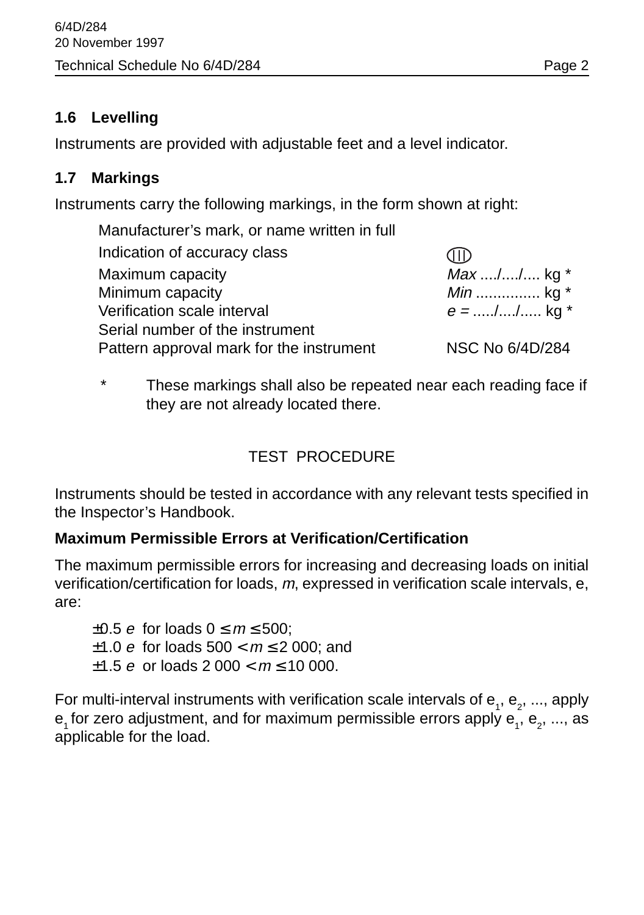## 1.6 Levelling

Instruments are provided with adjustable feet and a level indicator.

## 1.7 Markings

Instruments carry the following markings, in the form shown at right:

| | |
|---|---|
| Manufacturer's mark, or name written in full | |
| Indication of accuracy class | (III) |
| Maximum capacity | *Max* ..../..../.... kg * |
| Minimum capacity | *Min* ............... kg * |
| Verification scale interval | *e* = ...../..../..... kg * |
| Serial number of the instrument | |
| Pattern approval mark for the instrument | NSC No 6/4D/284 |

\* These markings shall also be repeated near each reading face if they are not already located there.

# TEST PROCEDURE

Instruments should be tested in accordance with any relevant tests specified in the Inspector's Handbook.

**Maximum Permissible Errors at Verification/Certification**

The maximum permissible errors for increasing and decreasing loads on initial verification/certification for loads, *m*, expressed in verification scale intervals, e, are:

$\pm 0.5\ e$ for loads $0 \leq m \leq 500$;
$\pm 1.0\ e$ for loads $500 < m \leq 2\,000$; and
$\pm 1.5\ e$ or loads $2\,000 < m \leq 10\,000$.

For multi-interval instruments with verification scale intervals of $e_1$, $e_2$, ..., apply $e_1$ for zero adjustment, and for maximum permissible errors apply $e_1$, $e_2$, ..., as applicable for the load.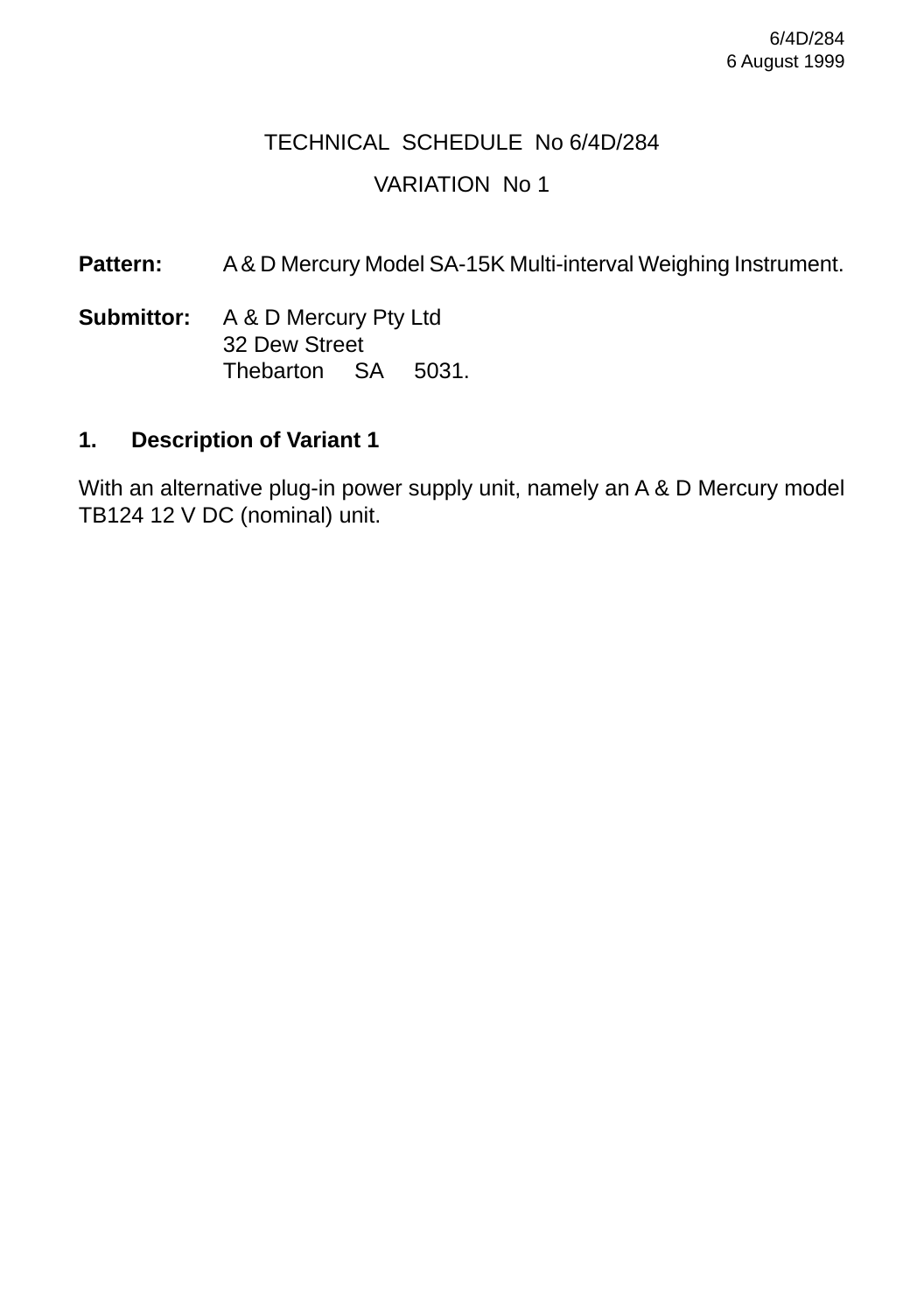6/4D/284
6 August 1999

# TECHNICAL SCHEDULE No 6/4D/284

## VARIATION No 1

**Pattern:** A & D Mercury Model SA-15K Multi-interval Weighing Instrument.

**Submittor:** A & D Mercury Pty Ltd
32 Dew Street
Thebarton SA 5031.

## 1. Description of Variant 1

With an alternative plug-in power supply unit, namely an A & D Mercury model TB124 12 V DC (nominal) unit.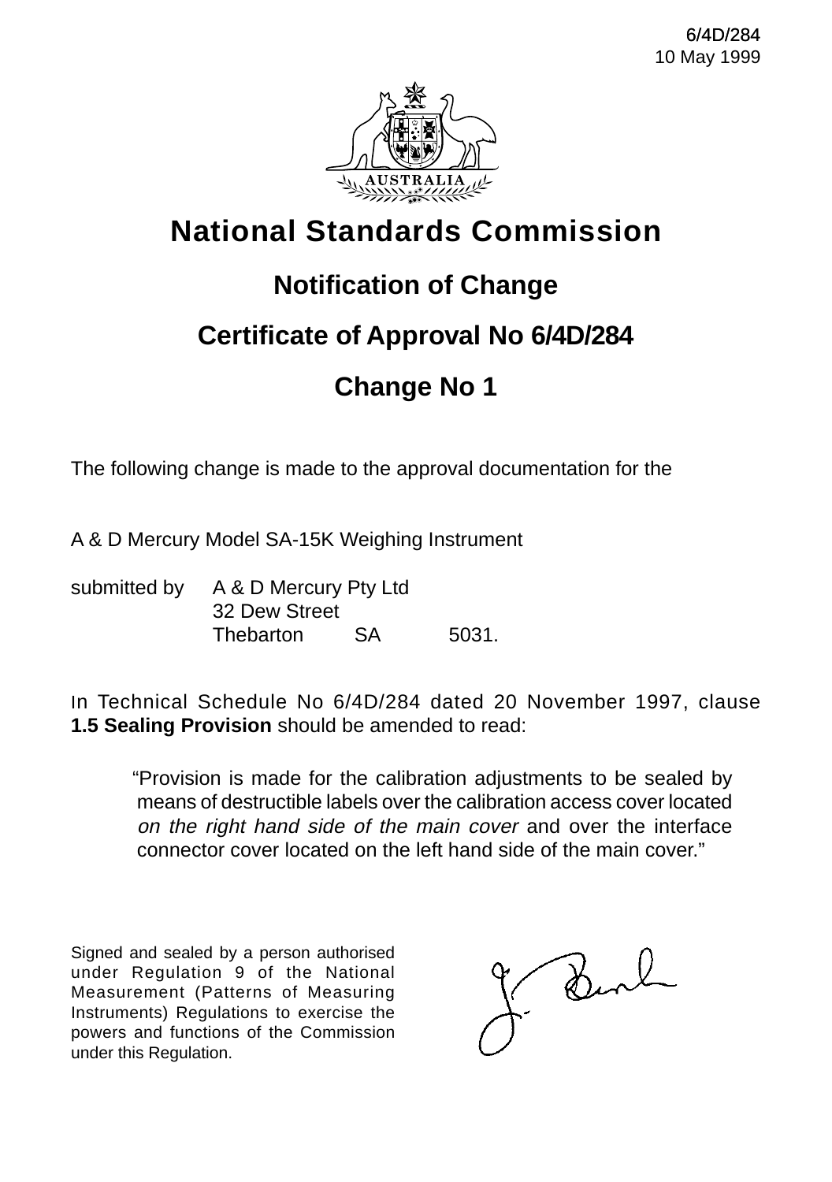6/4D/284
10 May 1999

# National Standards Commission

## Notification of Change

## Certificate of Approval No 6/4D/284

## Change No 1

The following change is made to the approval documentation for the

A & D Mercury Model SA-15K Weighing Instrument

submitted by A & D Mercury Pty Ltd
32 Dew Street
Thebarton SA 5031.

In Technical Schedule No 6/4D/284 dated 20 November 1997, clause **1.5 Sealing Provision** should be amended to read:

> "Provision is made for the calibration adjustments to be sealed by means of destructible labels over the calibration access cover located *on the right hand side of the main cover* and over the interface connector cover located on the left hand side of the main cover."

Signed and sealed by a person authorised under Regulation 9 of the National Measurement (Patterns of Measuring Instruments) Regulations to exercise the powers and functions of the Commission under this Regulation.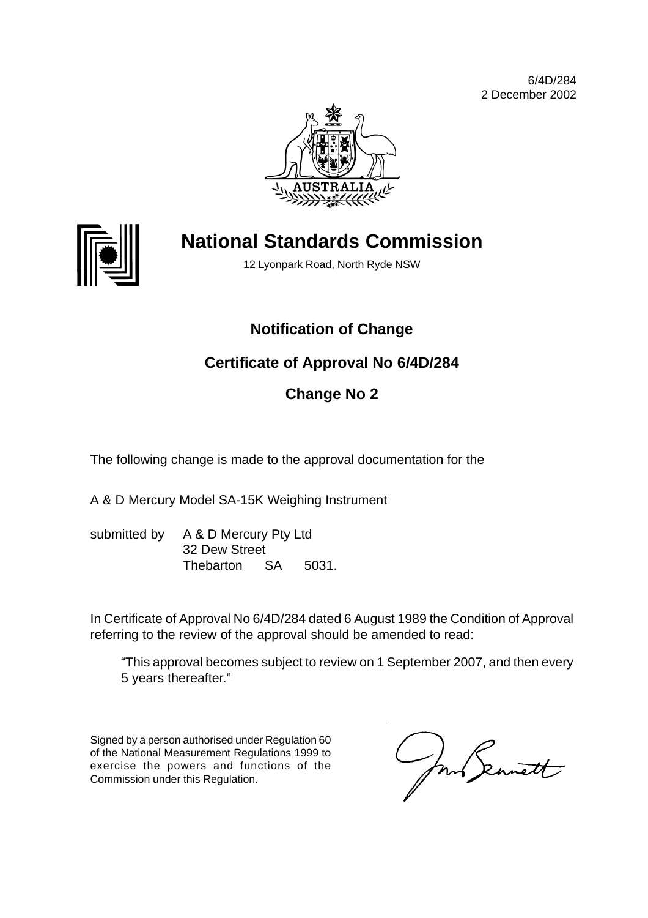6/4D/284
2 December 2002

# National Standards Commission

12 Lyonpark Road, North Ryde NSW

## Notification of Change

## Certificate of Approval No 6/4D/284

## Change No 2

The following change is made to the approval documentation for the

A & D Mercury Model SA-15K Weighing Instrument

submitted by A & D Mercury Pty Ltd
32 Dew Street
Thebarton SA 5031.

In Certificate of Approval No 6/4D/284 dated 6 August 1989 the Condition of Approval referring to the review of the approval should be amended to read:

> "This approval becomes subject to review on 1 September 2007, and then every 5 years thereafter."

Signed by a person authorised under Regulation 60 of the National Measurement Regulations 1999 to exercise the powers and functions of the Commission under this Regulation.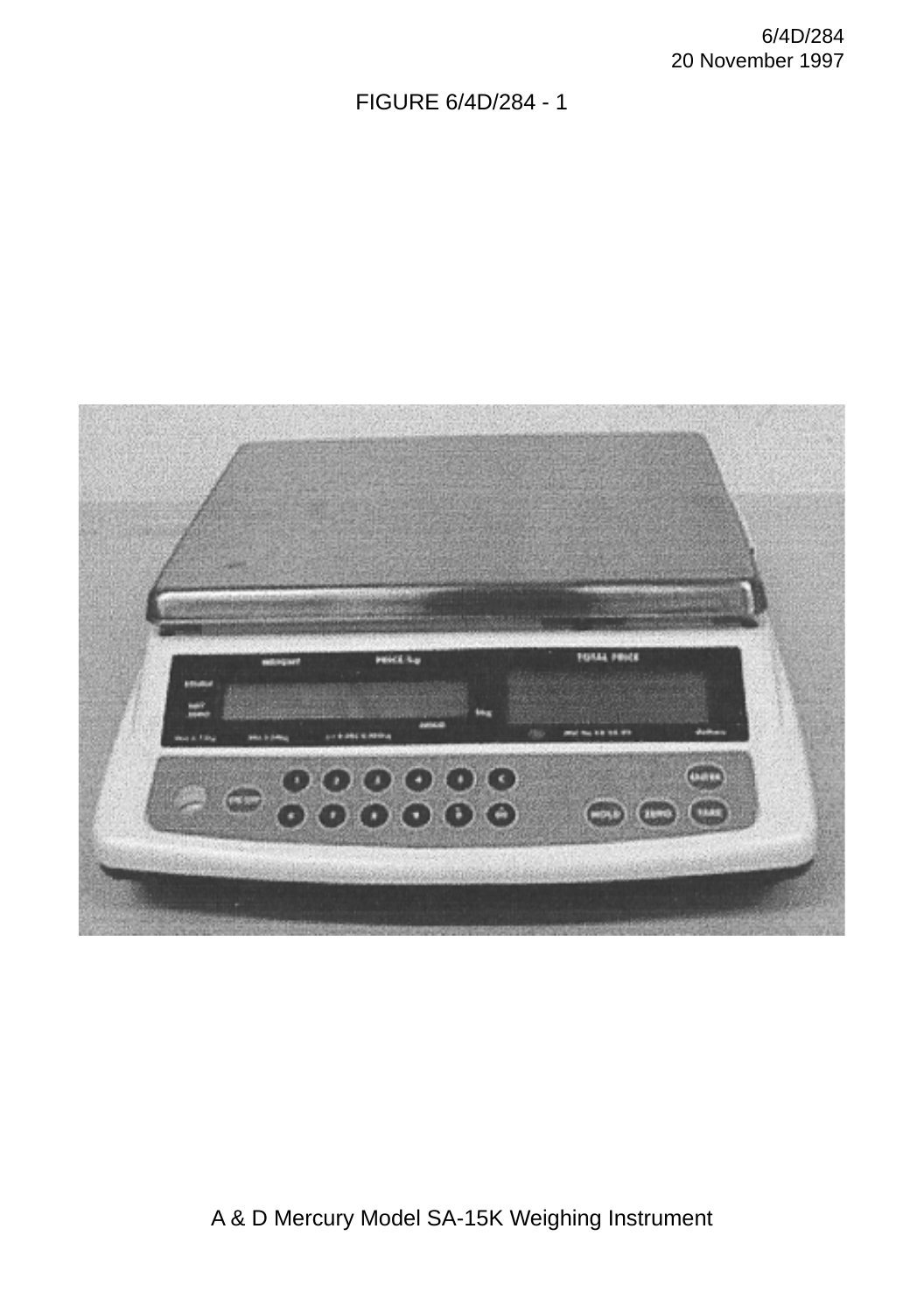FIGURE 6/4D/284 - 1

A & D Mercury Model SA-15K Weighing Instrument